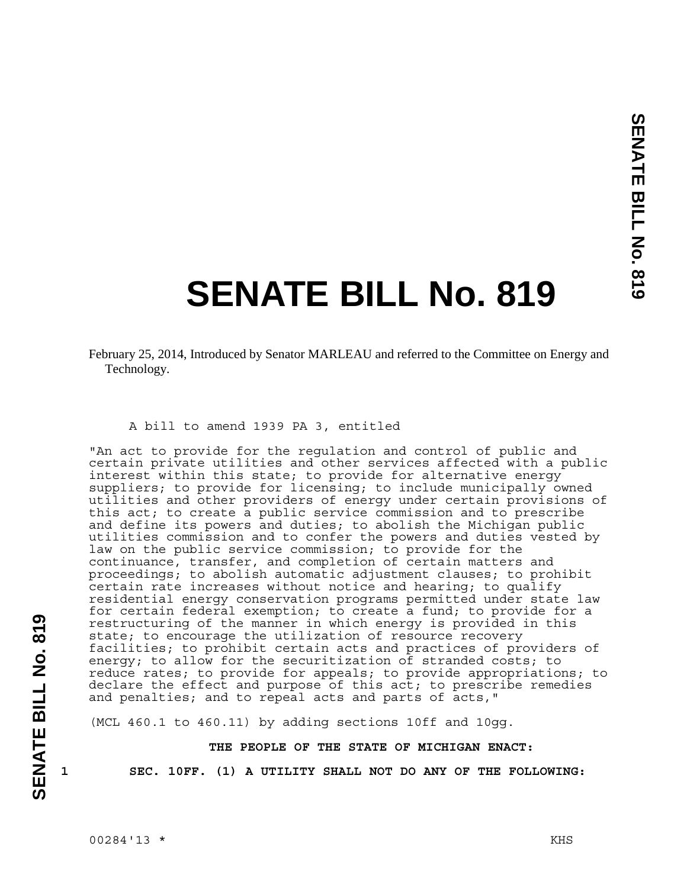# SENATE BILL No. 819

February 25, 2014, Introduced by Senator MARLEAU and referred to the Committee on Energy and Technology.

A bill to amend 1939 PA 3, entitled

"An act to provide for the regulation and control of public and certain private utilities and other services affected with a public interest within this state; to provide for alternative energy suppliers; to provide for licensing; to include municipally owned utilities and other providers of energy under certain provisions of this act; to create a public service commission and to prescribe and define its powers and duties; to abolish the Michigan public utilities commission and to confer the powers and duties vested by law on the public service commission; to provide for the continuance, transfer, and completion of certain matters and proceedings; to abolish automatic adjustment clauses; to prohibit certain rate increases without notice and hearing; to qualify residential energy conservation programs permitted under state law for certain federal exemption; to create a fund; to provide for a restructuring of the manner in which energy is provided in this state; to encourage the utilization of resource recovery facilities; to prohibit certain acts and practices of providers of energy; to allow for the securitization of stranded costs; to reduce rates; to provide for appeals; to provide appropriations; to declare the effect and purpose of this act; to prescribe remedies and penalties; and to repeal acts and parts of acts,"

(MCL 460.1 to 460.11) by adding sections 10ff and 10gg.

**THE PEOPLE OF THE STATE OF MICHIGAN ENACT:**

1 **SEC. 10FF. (1) A UTILITY SHALL NOT DO ANY OF THE FOLLOWING:**

00284'13 * KHS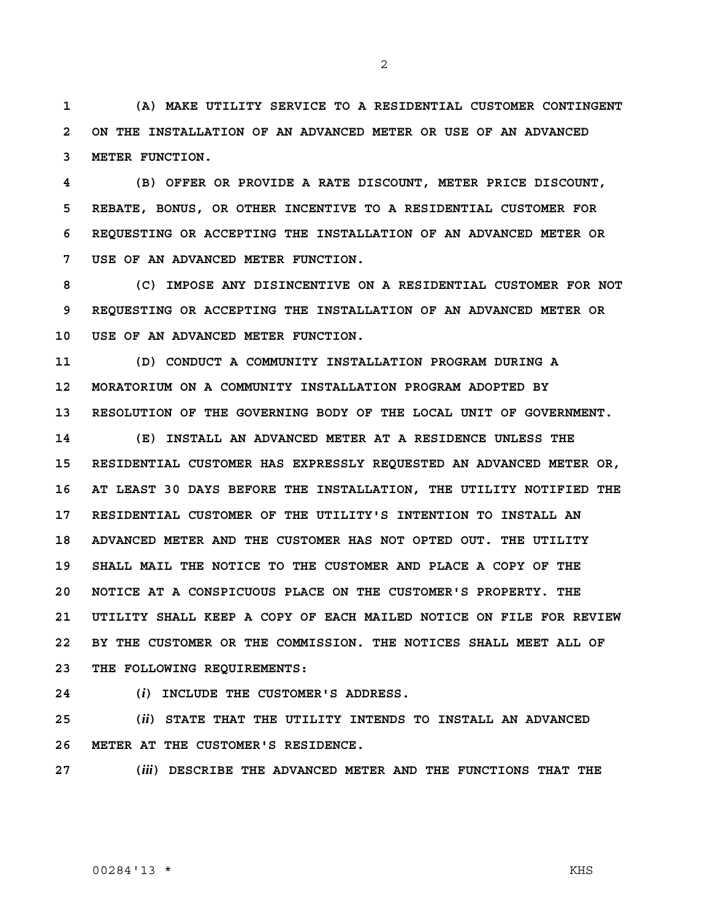**(A) MAKE UTILITY SERVICE TO A RESIDENTIAL CUSTOMER CONTINGENT ON THE INSTALLATION OF AN ADVANCED METER OR USE OF AN ADVANCED METER FUNCTION.**

**(B) OFFER OR PROVIDE A RATE DISCOUNT, METER PRICE DISCOUNT, REBATE, BONUS, OR OTHER INCENTIVE TO A RESIDENTIAL CUSTOMER FOR REQUESTING OR ACCEPTING THE INSTALLATION OF AN ADVANCED METER OR USE OF AN ADVANCED METER FUNCTION.**

**(C) IMPOSE ANY DISINCENTIVE ON A RESIDENTIAL CUSTOMER FOR NOT REQUESTING OR ACCEPTING THE INSTALLATION OF AN ADVANCED METER OR USE OF AN ADVANCED METER FUNCTION.**

**(D) CONDUCT A COMMUNITY INSTALLATION PROGRAM DURING A MORATORIUM ON A COMMUNITY INSTALLATION PROGRAM ADOPTED BY RESOLUTION OF THE GOVERNING BODY OF THE LOCAL UNIT OF GOVERNMENT.**

**(E) INSTALL AN ADVANCED METER AT A RESIDENCE UNLESS THE RESIDENTIAL CUSTOMER HAS EXPRESSLY REQUESTED AN ADVANCED METER OR, AT LEAST 30 DAYS BEFORE THE INSTALLATION, THE UTILITY NOTIFIED THE RESIDENTIAL CUSTOMER OF THE UTILITY'S INTENTION TO INSTALL AN ADVANCED METER AND THE CUSTOMER HAS NOT OPTED OUT. THE UTILITY SHALL MAIL THE NOTICE TO THE CUSTOMER AND PLACE A COPY OF THE NOTICE AT A CONSPICUOUS PLACE ON THE CUSTOMER'S PROPERTY. THE UTILITY SHALL KEEP A COPY OF EACH MAILED NOTICE ON FILE FOR REVIEW BY THE CUSTOMER OR THE COMMISSION. THE NOTICES SHALL MEET ALL OF THE FOLLOWING REQUIREMENTS:**

**(*i*) INCLUDE THE CUSTOMER'S ADDRESS.**

**(*ii*) STATE THAT THE UTILITY INTENDS TO INSTALL AN ADVANCED METER AT THE CUSTOMER'S RESIDENCE.**

**(*iii*) DESCRIBE THE ADVANCED METER AND THE FUNCTIONS THAT THE**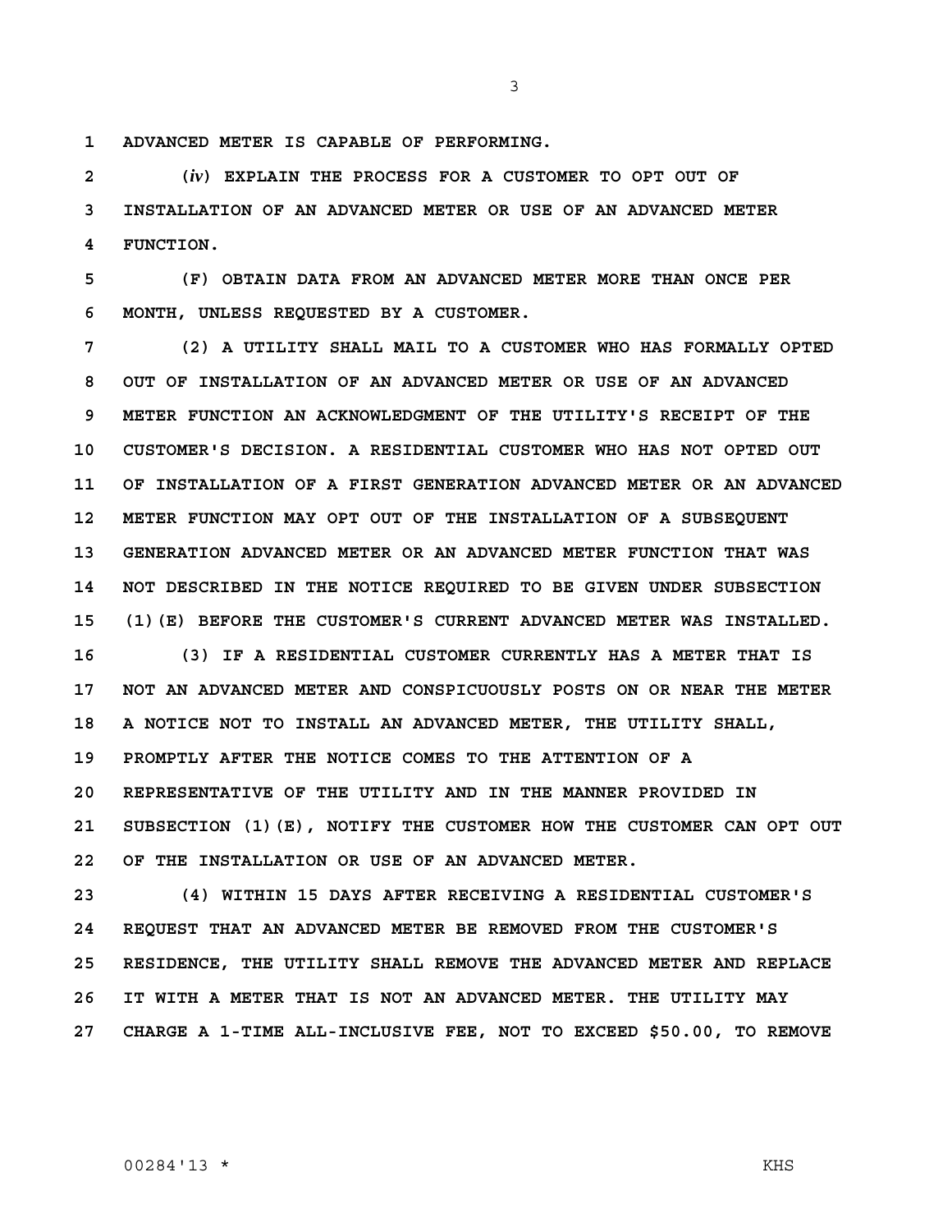ADVANCED METER IS CAPABLE OF PERFORMING.

(*iv*) EXPLAIN THE PROCESS FOR A CUSTOMER TO OPT OUT OF INSTALLATION OF AN ADVANCED METER OR USE OF AN ADVANCED METER FUNCTION.

(F) OBTAIN DATA FROM AN ADVANCED METER MORE THAN ONCE PER MONTH, UNLESS REQUESTED BY A CUSTOMER.

(2) A UTILITY SHALL MAIL TO A CUSTOMER WHO HAS FORMALLY OPTED OUT OF INSTALLATION OF AN ADVANCED METER OR USE OF AN ADVANCED METER FUNCTION AN ACKNOWLEDGMENT OF THE UTILITY'S RECEIPT OF THE CUSTOMER'S DECISION. A RESIDENTIAL CUSTOMER WHO HAS NOT OPTED OUT OF INSTALLATION OF A FIRST GENERATION ADVANCED METER OR AN ADVANCED METER FUNCTION MAY OPT OUT OF THE INSTALLATION OF A SUBSEQUENT GENERATION ADVANCED METER OR AN ADVANCED METER FUNCTION THAT WAS NOT DESCRIBED IN THE NOTICE REQUIRED TO BE GIVEN UNDER SUBSECTION (1)(E) BEFORE THE CUSTOMER'S CURRENT ADVANCED METER WAS INSTALLED.

(3) IF A RESIDENTIAL CUSTOMER CURRENTLY HAS A METER THAT IS NOT AN ADVANCED METER AND CONSPICUOUSLY POSTS ON OR NEAR THE METER A NOTICE NOT TO INSTALL AN ADVANCED METER, THE UTILITY SHALL, PROMPTLY AFTER THE NOTICE COMES TO THE ATTENTION OF A REPRESENTATIVE OF THE UTILITY AND IN THE MANNER PROVIDED IN SUBSECTION (1)(E), NOTIFY THE CUSTOMER HOW THE CUSTOMER CAN OPT OUT OF THE INSTALLATION OR USE OF AN ADVANCED METER.

(4) WITHIN 15 DAYS AFTER RECEIVING A RESIDENTIAL CUSTOMER'S REQUEST THAT AN ADVANCED METER BE REMOVED FROM THE CUSTOMER'S RESIDENCE, THE UTILITY SHALL REMOVE THE ADVANCED METER AND REPLACE IT WITH A METER THAT IS NOT AN ADVANCED METER. THE UTILITY MAY CHARGE A 1-TIME ALL-INCLUSIVE FEE, NOT TO EXCEED $50.00, TO REMOVE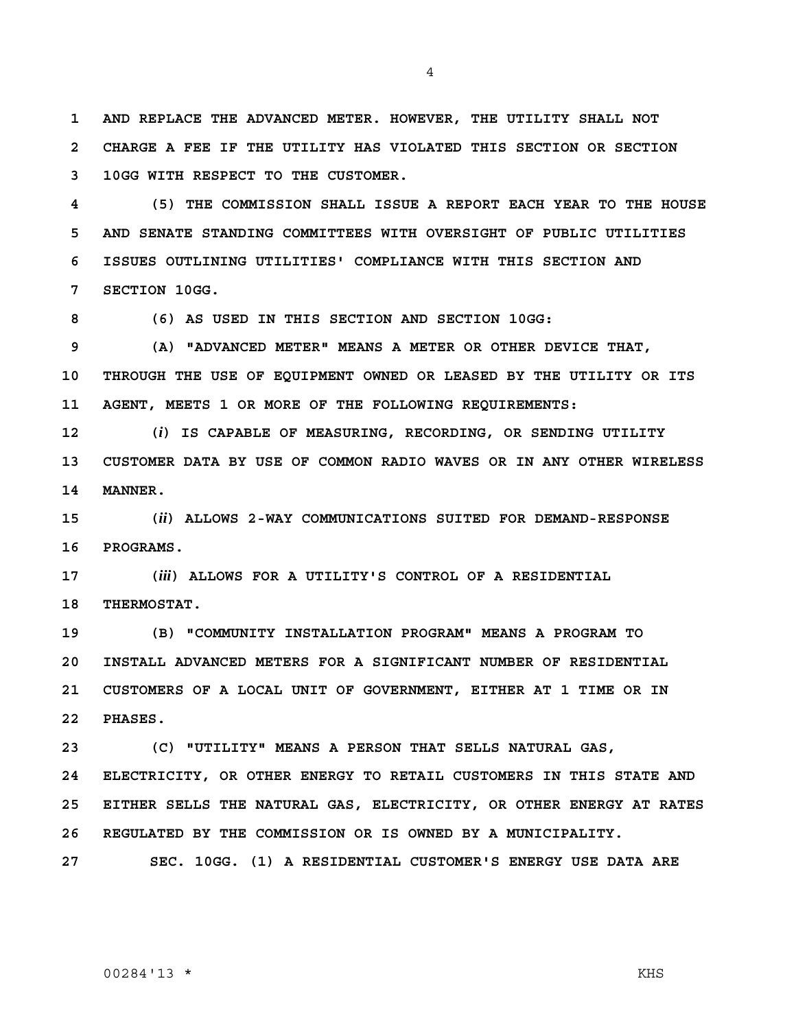AND REPLACE THE ADVANCED METER. HOWEVER, THE UTILITY SHALL NOT CHARGE A FEE IF THE UTILITY HAS VIOLATED THIS SECTION OR SECTION 10GG WITH RESPECT TO THE CUSTOMER.

(5) THE COMMISSION SHALL ISSUE A REPORT EACH YEAR TO THE HOUSE AND SENATE STANDING COMMITTEES WITH OVERSIGHT OF PUBLIC UTILITIES ISSUES OUTLINING UTILITIES' COMPLIANCE WITH THIS SECTION AND SECTION 10GG.

(6) AS USED IN THIS SECTION AND SECTION 10GG:

(A) "ADVANCED METER" MEANS A METER OR OTHER DEVICE THAT, THROUGH THE USE OF EQUIPMENT OWNED OR LEASED BY THE UTILITY OR ITS AGENT, MEETS 1 OR MORE OF THE FOLLOWING REQUIREMENTS:

(*i*) IS CAPABLE OF MEASURING, RECORDING, OR SENDING UTILITY CUSTOMER DATA BY USE OF COMMON RADIO WAVES OR IN ANY OTHER WIRELESS MANNER.

(*ii*) ALLOWS 2-WAY COMMUNICATIONS SUITED FOR DEMAND-RESPONSE PROGRAMS.

(*iii*) ALLOWS FOR A UTILITY'S CONTROL OF A RESIDENTIAL THERMOSTAT.

(B) "COMMUNITY INSTALLATION PROGRAM" MEANS A PROGRAM TO INSTALL ADVANCED METERS FOR A SIGNIFICANT NUMBER OF RESIDENTIAL CUSTOMERS OF A LOCAL UNIT OF GOVERNMENT, EITHER AT 1 TIME OR IN PHASES.

(C) "UTILITY" MEANS A PERSON THAT SELLS NATURAL GAS, ELECTRICITY, OR OTHER ENERGY TO RETAIL CUSTOMERS IN THIS STATE AND EITHER SELLS THE NATURAL GAS, ELECTRICITY, OR OTHER ENERGY AT RATES REGULATED BY THE COMMISSION OR IS OWNED BY A MUNICIPALITY.

SEC. 10GG. (1) A RESIDENTIAL CUSTOMER'S ENERGY USE DATA ARE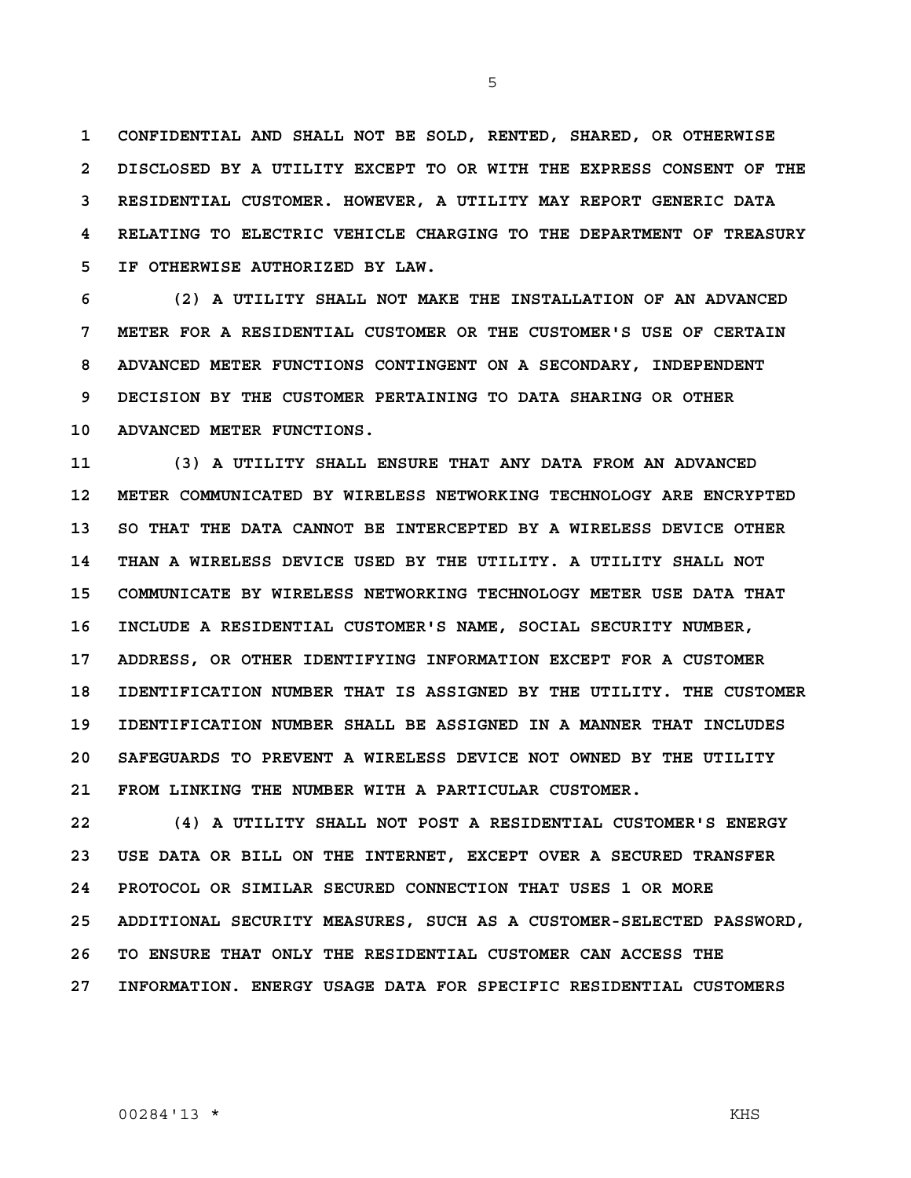**CONFIDENTIAL AND SHALL NOT BE SOLD, RENTED, SHARED, OR OTHERWISE DISCLOSED BY A UTILITY EXCEPT TO OR WITH THE EXPRESS CONSENT OF THE RESIDENTIAL CUSTOMER. HOWEVER, A UTILITY MAY REPORT GENERIC DATA RELATING TO ELECTRIC VEHICLE CHARGING TO THE DEPARTMENT OF TREASURY IF OTHERWISE AUTHORIZED BY LAW.**

**(2) A UTILITY SHALL NOT MAKE THE INSTALLATION OF AN ADVANCED METER FOR A RESIDENTIAL CUSTOMER OR THE CUSTOMER'S USE OF CERTAIN ADVANCED METER FUNCTIONS CONTINGENT ON A SECONDARY, INDEPENDENT DECISION BY THE CUSTOMER PERTAINING TO DATA SHARING OR OTHER ADVANCED METER FUNCTIONS.**

**(3) A UTILITY SHALL ENSURE THAT ANY DATA FROM AN ADVANCED METER COMMUNICATED BY WIRELESS NETWORKING TECHNOLOGY ARE ENCRYPTED SO THAT THE DATA CANNOT BE INTERCEPTED BY A WIRELESS DEVICE OTHER THAN A WIRELESS DEVICE USED BY THE UTILITY. A UTILITY SHALL NOT COMMUNICATE BY WIRELESS NETWORKING TECHNOLOGY METER USE DATA THAT INCLUDE A RESIDENTIAL CUSTOMER'S NAME, SOCIAL SECURITY NUMBER, ADDRESS, OR OTHER IDENTIFYING INFORMATION EXCEPT FOR A CUSTOMER IDENTIFICATION NUMBER THAT IS ASSIGNED BY THE UTILITY. THE CUSTOMER IDENTIFICATION NUMBER SHALL BE ASSIGNED IN A MANNER THAT INCLUDES SAFEGUARDS TO PREVENT A WIRELESS DEVICE NOT OWNED BY THE UTILITY FROM LINKING THE NUMBER WITH A PARTICULAR CUSTOMER.**

**(4) A UTILITY SHALL NOT POST A RESIDENTIAL CUSTOMER'S ENERGY USE DATA OR BILL ON THE INTERNET, EXCEPT OVER A SECURED TRANSFER PROTOCOL OR SIMILAR SECURED CONNECTION THAT USES 1 OR MORE ADDITIONAL SECURITY MEASURES, SUCH AS A CUSTOMER-SELECTED PASSWORD, TO ENSURE THAT ONLY THE RESIDENTIAL CUSTOMER CAN ACCESS THE INFORMATION. ENERGY USAGE DATA FOR SPECIFIC RESIDENTIAL CUSTOMERS**

00284'13 * KHS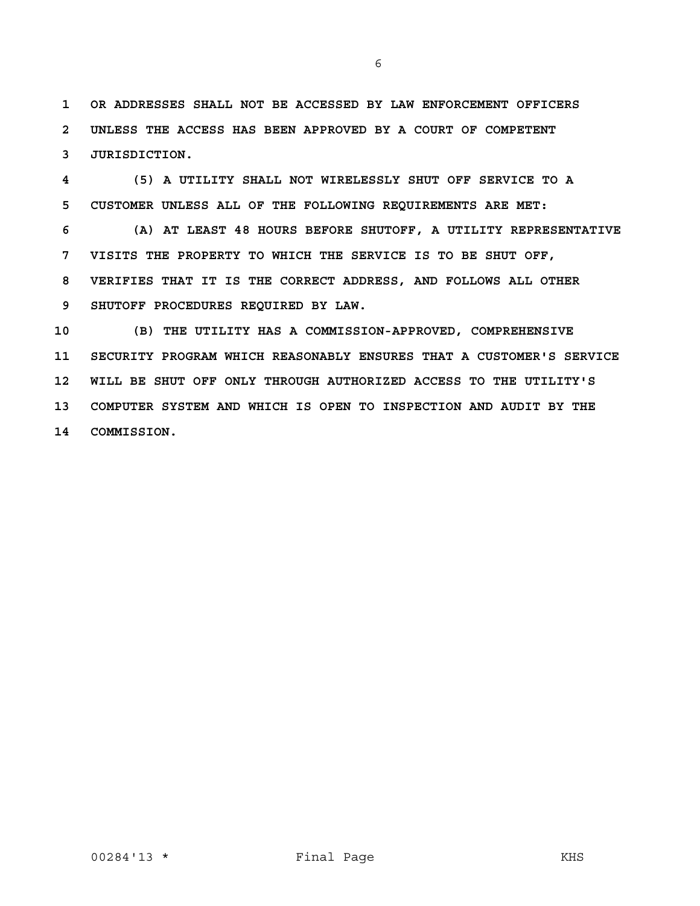OR ADDRESSES SHALL NOT BE ACCESSED BY LAW ENFORCEMENT OFFICERS UNLESS THE ACCESS HAS BEEN APPROVED BY A COURT OF COMPETENT JURISDICTION.

(5) A UTILITY SHALL NOT WIRELESSLY SHUT OFF SERVICE TO A CUSTOMER UNLESS ALL OF THE FOLLOWING REQUIREMENTS ARE MET:

(A) AT LEAST 48 HOURS BEFORE SHUTOFF, A UTILITY REPRESENTATIVE VISITS THE PROPERTY TO WHICH THE SERVICE IS TO BE SHUT OFF, VERIFIES THAT IT IS THE CORRECT ADDRESS, AND FOLLOWS ALL OTHER SHUTOFF PROCEDURES REQUIRED BY LAW.

(B) THE UTILITY HAS A COMMISSION-APPROVED, COMPREHENSIVE SECURITY PROGRAM WHICH REASONABLY ENSURES THAT A CUSTOMER'S SERVICE WILL BE SHUT OFF ONLY THROUGH AUTHORIZED ACCESS TO THE UTILITY'S COMPUTER SYSTEM AND WHICH IS OPEN TO INSPECTION AND AUDIT BY THE COMMISSION.